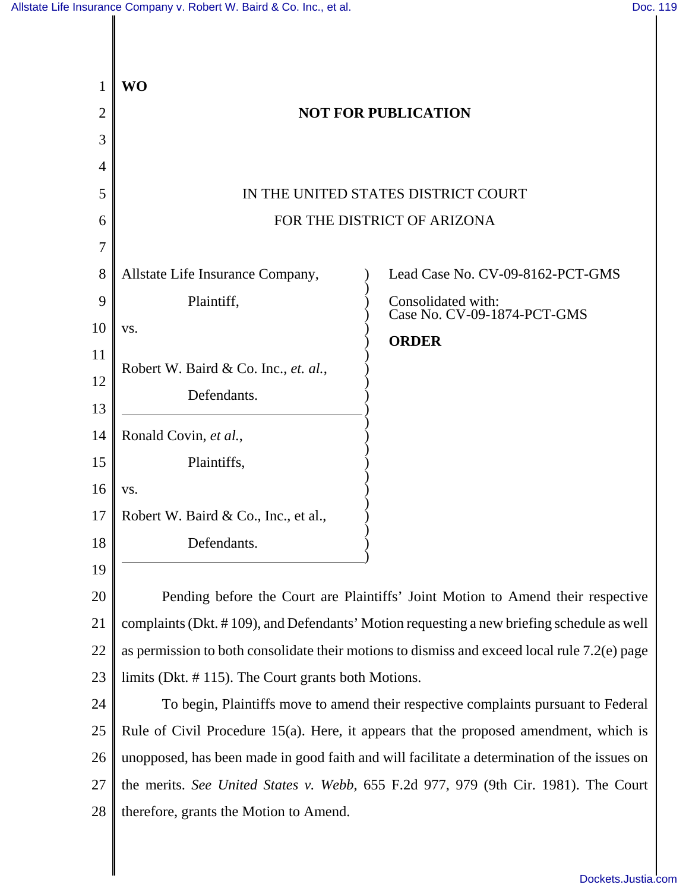**WO**

**NOT FOR PUBLICATION**

IN THE UNITED STATES DISTRICT COURT

FOR THE DISTRICT OF ARIZONA

Allstate Life Insurance Company,

Plaintiff,

vs.

Robert W. Baird & Co. Inc., *et. al.*,

Defendants.

---

Ronald Covin, *et al.*,

Plaintiffs,

vs.

Robert W. Baird & Co., Inc., et al.,

Defendants.

---

Lead Case No. CV-09-8162-PCT-GMS

Consolidated with:
Case No. CV-09-1874-PCT-GMS

**ORDER**

Pending before the Court are Plaintiffs' Joint Motion to Amend their respective complaints (Dkt. # 109), and Defendants' Motion requesting a new briefing schedule as well as permission to both consolidate their motions to dismiss and exceed local rule 7.2(e) page limits (Dkt. # 115). The Court grants both Motions.

To begin, Plaintiffs move to amend their respective complaints pursuant to Federal Rule of Civil Procedure 15(a). Here, it appears that the proposed amendment, which is unopposed, has been made in good faith and will facilitate a determination of the issues on the merits. *See United States v. Webb*, 655 F.2d 977, 979 (9th Cir. 1981). The Court therefore, grants the Motion to Amend.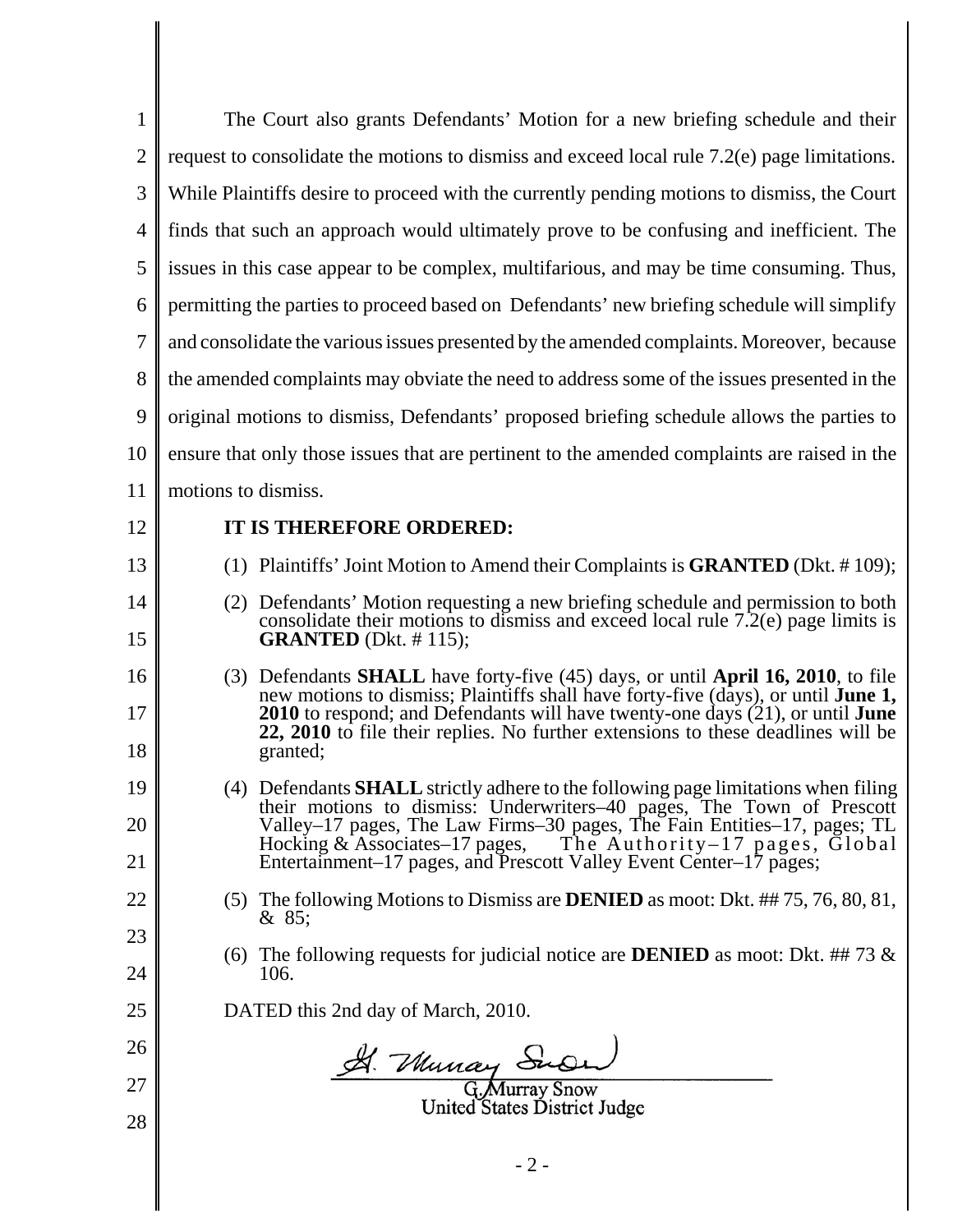The Court also grants Defendants' Motion for a new briefing schedule and their request to consolidate the motions to dismiss and exceed local rule 7.2(e) page limitations. While Plaintiffs desire to proceed with the currently pending motions to dismiss, the Court finds that such an approach would ultimately prove to be confusing and inefficient. The issues in this case appear to be complex, multifarious, and may be time consuming. Thus, permitting the parties to proceed based on Defendants' new briefing schedule will simplify and consolidate the various issues presented by the amended complaints. Moreover, because the amended complaints may obviate the need to address some of the issues presented in the original motions to dismiss, Defendants' proposed briefing schedule allows the parties to ensure that only those issues that are pertinent to the amended complaints are raised in the motions to dismiss.

**IT IS THEREFORE ORDERED:**

(1) Plaintiffs' Joint Motion to Amend their Complaints is **GRANTED** (Dkt. # 109);

(2) Defendants' Motion requesting a new briefing schedule and permission to both consolidate their motions to dismiss and exceed local rule 7.2(e) page limits is **GRANTED** (Dkt. # 115);

(3) Defendants **SHALL** have forty-five (45) days, or until **April 16, 2010**, to file new motions to dismiss; Plaintiffs shall have forty-five (days), or until **June 1, 2010** to respond; and Defendants will have twenty-one days (21), or until **June 22, 2010** to file their replies. No further extensions to these deadlines will be granted;

(4) Defendants **SHALL** strictly adhere to the following page limitations when filing their motions to dismiss: Underwriters–40 pages, The Town of Prescott Valley–17 pages, The Law Firms–30 pages, The Fain Entities–17, pages; TL Hocking & Associates–17 pages, The Authority–17 pages, Global Entertainment–17 pages, and Prescott Valley Event Center–17 pages;

(5) The following Motions to Dismiss are **DENIED** as moot: Dkt. ## 75, 76, 80, 81, & 85;

(6) The following requests for judicial notice are **DENIED** as moot: Dkt. ## 73 & 106.

DATED this 2nd day of March, 2010.

G. Murray Snow
United States District Judge